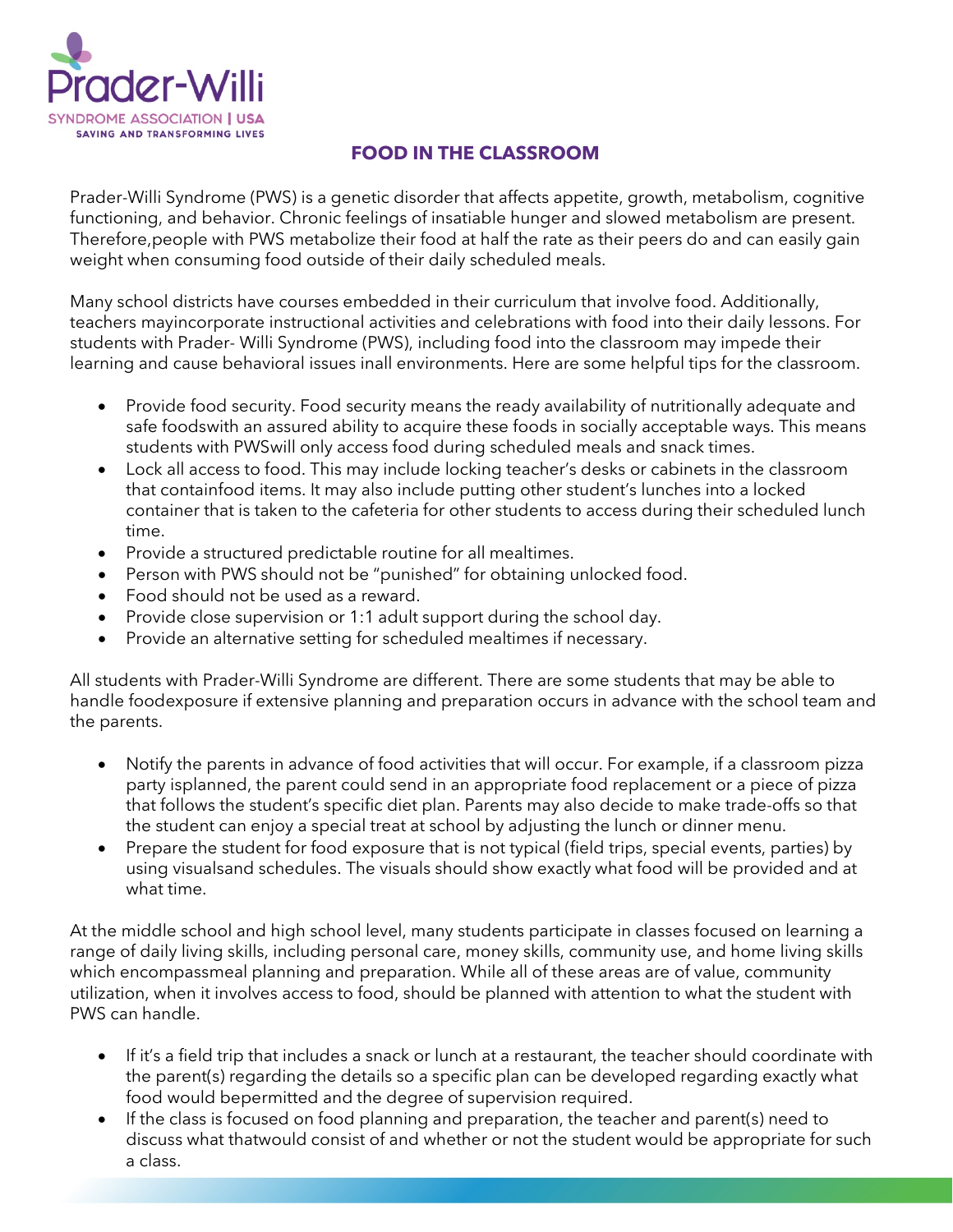Prader-Willi
SYNDROME ASSOCIATION | USA
SAVING AND TRANSFORMING LIVES

# FOOD IN THE CLASSROOM

Prader-Willi Syndrome (PWS) is a genetic disorder that affects appetite, growth, metabolism, cognitive functioning, and behavior. Chronic feelings of insatiable hunger and slowed metabolism are present. Therefore,people with PWS metabolize their food at half the rate as their peers do and can easily gain weight when consuming food outside of their daily scheduled meals.

Many school districts have courses embedded in their curriculum that involve food. Additionally, teachers mayincorporate instructional activities and celebrations with food into their daily lessons. For students with Prader- Willi Syndrome (PWS), including food into the classroom may impede their learning and cause behavioral issues inall environments. Here are some helpful tips for the classroom.

- Provide food security. Food security means the ready availability of nutritionally adequate and safe foodswith an assured ability to acquire these foods in socially acceptable ways. This means students with PWSwill only access food during scheduled meals and snack times.
- Lock all access to food. This may include locking teacher's desks or cabinets in the classroom that containfood items. It may also include putting other student's lunches into a locked container that is taken to the cafeteria for other students to access during their scheduled lunch time.
- Provide a structured predictable routine for all mealtimes.
- Person with PWS should not be "punished" for obtaining unlocked food.
- Food should not be used as a reward.
- Provide close supervision or 1:1 adult support during the school day.
- Provide an alternative setting for scheduled mealtimes if necessary.

All students with Prader-Willi Syndrome are different. There are some students that may be able to handle foodexposure if extensive planning and preparation occurs in advance with the school team and the parents.

- Notify the parents in advance of food activities that will occur. For example, if a classroom pizza party isplanned, the parent could send in an appropriate food replacement or a piece of pizza that follows the student's specific diet plan. Parents may also decide to make trade-offs so that the student can enjoy a special treat at school by adjusting the lunch or dinner menu.
- Prepare the student for food exposure that is not typical (field trips, special events, parties) by using visualsand schedules. The visuals should show exactly what food will be provided and at what time.

At the middle school and high school level, many students participate in classes focused on learning a range of daily living skills, including personal care, money skills, community use, and home living skills which encompassmeal planning and preparation. While all of these areas are of value, community utilization, when it involves access to food, should be planned with attention to what the student with PWS can handle.

- If it's a field trip that includes a snack or lunch at a restaurant, the teacher should coordinate with the parent(s) regarding the details so a specific plan can be developed regarding exactly what food would bepermitted and the degree of supervision required.
- If the class is focused on food planning and preparation, the teacher and parent(s) need to discuss what thatwould consist of and whether or not the student would be appropriate for such a class.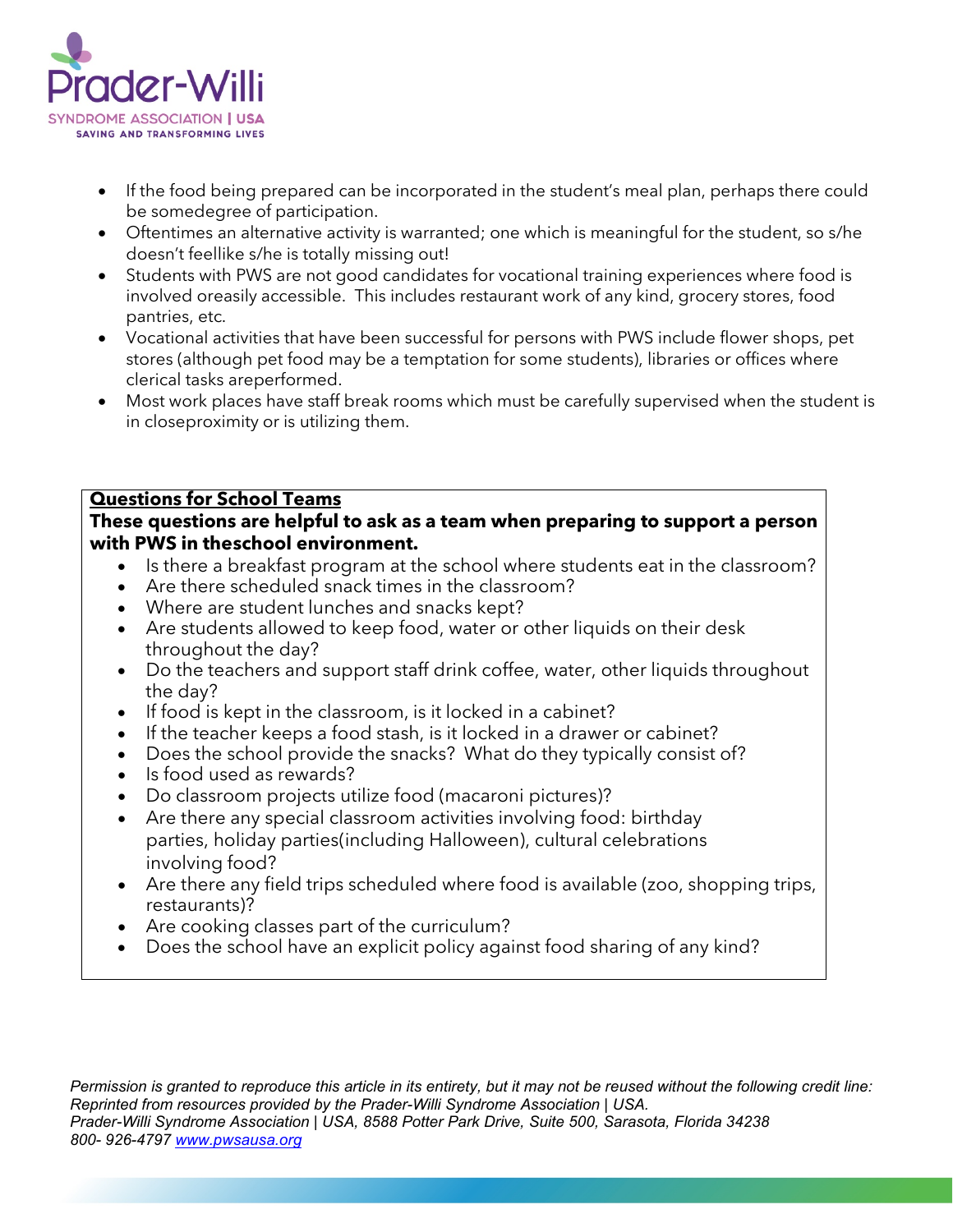- If the food being prepared can be incorporated in the student's meal plan, perhaps there could be somedegree of participation.
- Oftentimes an alternative activity is warranted; one which is meaningful for the student, so s/he doesn't feellike s/he is totally missing out!
- Students with PWS are not good candidates for vocational training experiences where food is involved oreasily accessible. This includes restaurant work of any kind, grocery stores, food pantries, etc.
- Vocational activities that have been successful for persons with PWS include flower shops, pet stores (although pet food may be a temptation for some students), libraries or offices where clerical tasks areperformed.
- Most work places have staff break rooms which must be carefully supervised when the student is in closeproximity or is utilizing them.

**Questions for School Teams**

**These questions are helpful to ask as a team when preparing to support a person with PWS in theschool environment.**

- Is there a breakfast program at the school where students eat in the classroom?
- Are there scheduled snack times in the classroom?
- Where are student lunches and snacks kept?
- Are students allowed to keep food, water or other liquids on their desk throughout the day?
- Do the teachers and support staff drink coffee, water, other liquids throughout the day?
- If food is kept in the classroom, is it locked in a cabinet?
- If the teacher keeps a food stash, is it locked in a drawer or cabinet?
- Does the school provide the snacks? What do they typically consist of?
- Is food used as rewards?
- Do classroom projects utilize food (macaroni pictures)?
- Are there any special classroom activities involving food: birthday parties, holiday parties(including Halloween), cultural celebrations involving food?
- Are there any field trips scheduled where food is available (zoo, shopping trips, restaurants)?
- Are cooking classes part of the curriculum?
- Does the school have an explicit policy against food sharing of any kind?

*Permission is granted to reproduce this article in its entirety, but it may not be reused without the following credit line: Reprinted from resources provided by the Prader-Willi Syndrome Association | USA.*
*Prader-Willi Syndrome Association | USA, 8588 Potter Park Drive, Suite 500, Sarasota, Florida 34238*
*800- 926-4797 www.pwsausa.org*